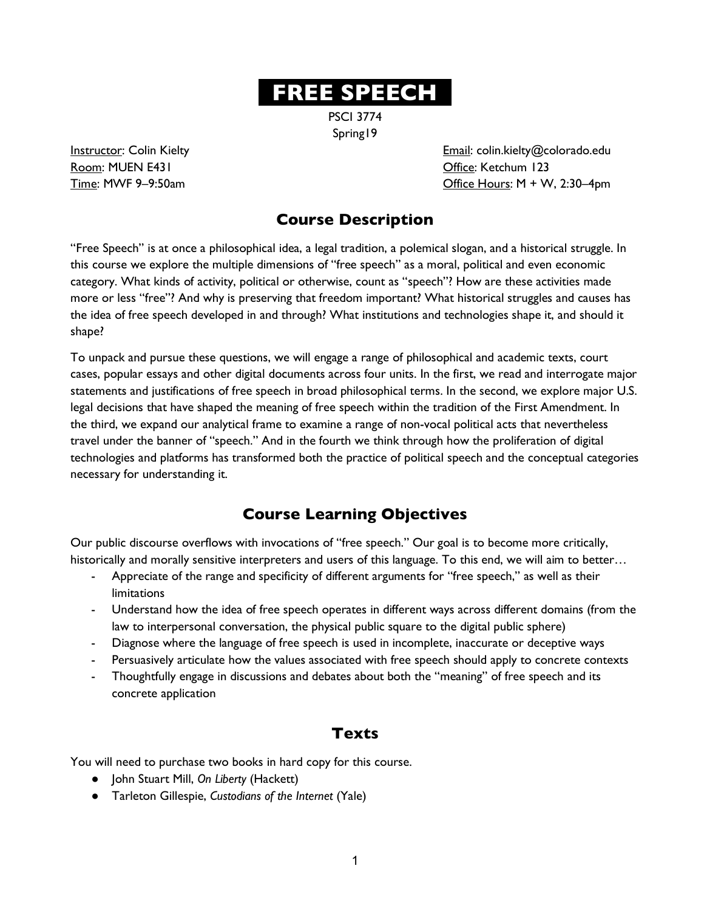# FREE SPEECH

PSCI 3774
Spring19

Instructor: Colin Kielty
Email: colin.kielty@colorado.edu
Room: MUEN E431
Office: Ketchum 123
Time: MWF 9–9:50am
Office Hours: M + W, 2:30–4pm

## Course Description

"Free Speech" is at once a philosophical idea, a legal tradition, a polemical slogan, and a historical struggle. In this course we explore the multiple dimensions of "free speech" as a moral, political and even economic category. What kinds of activity, political or otherwise, count as "speech"? How are these activities made more or less "free"? And why is preserving that freedom important? What historical struggles and causes has the idea of free speech developed in and through? What institutions and technologies shape it, and should it shape?

To unpack and pursue these questions, we will engage a range of philosophical and academic texts, court cases, popular essays and other digital documents across four units. In the first, we read and interrogate major statements and justifications of free speech in broad philosophical terms. In the second, we explore major U.S. legal decisions that have shaped the meaning of free speech within the tradition of the First Amendment. In the third, we expand our analytical frame to examine a range of non-vocal political acts that nevertheless travel under the banner of "speech." And in the fourth we think through how the proliferation of digital technologies and platforms has transformed both the practice of political speech and the conceptual categories necessary for understanding it.

## Course Learning Objectives

Our public discourse overflows with invocations of "free speech." Our goal is to become more critically, historically and morally sensitive interpreters and users of this language. To this end, we will aim to better…

- Appreciate of the range and specificity of different arguments for "free speech," as well as their limitations
- Understand how the idea of free speech operates in different ways across different domains (from the law to interpersonal conversation, the physical public square to the digital public sphere)
- Diagnose where the language of free speech is used in incomplete, inaccurate or deceptive ways
- Persuasively articulate how the values associated with free speech should apply to concrete contexts
- Thoughtfully engage in discussions and debates about both the "meaning" of free speech and its concrete application

## Texts

You will need to purchase two books in hard copy for this course.

- John Stuart Mill, *On Liberty* (Hackett)
- Tarleton Gillespie, *Custodians of the Internet* (Yale)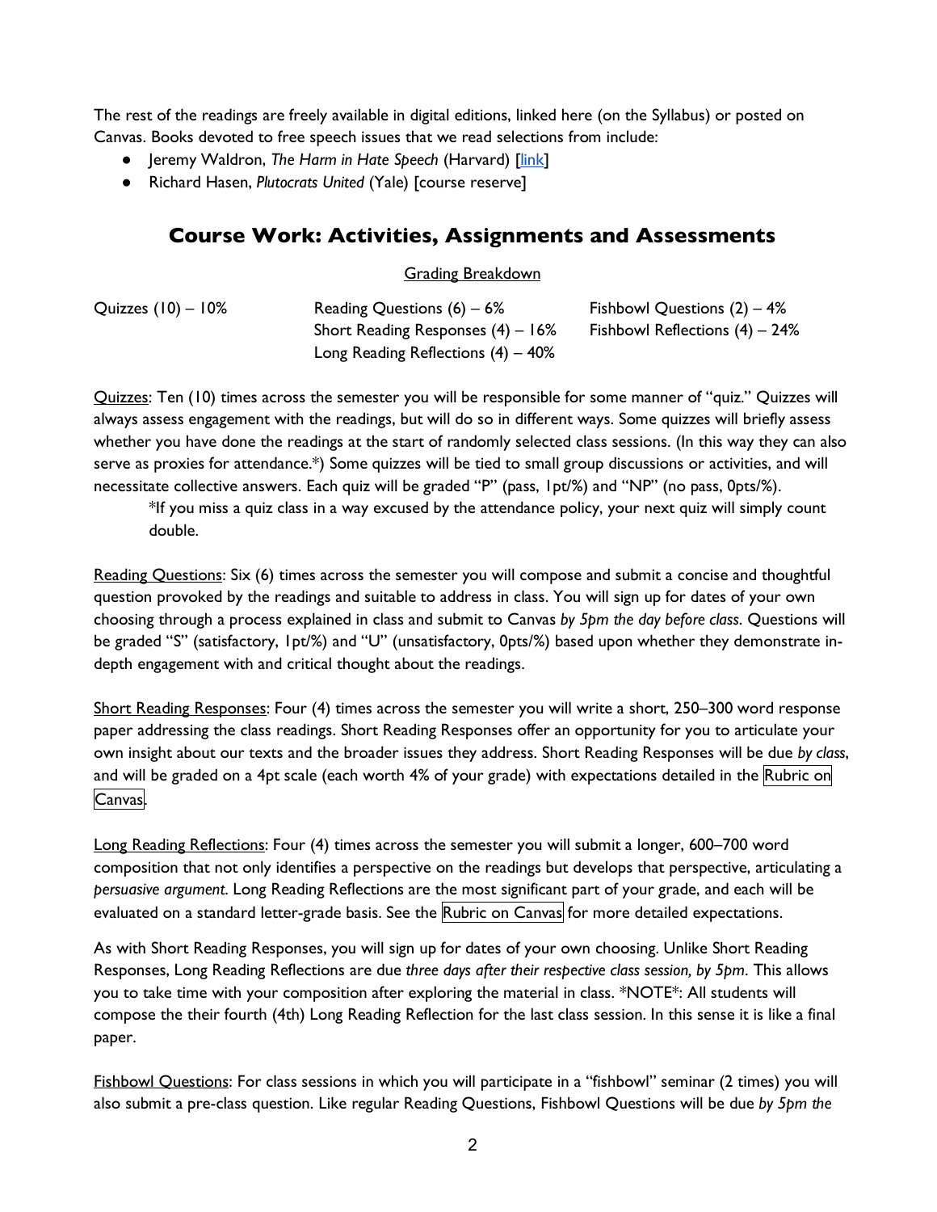The rest of the readings are freely available in digital editions, linked here (on the Syllabus) or posted on Canvas. Books devoted to free speech issues that we read selections from include:

- Jeremy Waldron, *The Harm in Hate Speech* (Harvard) [link]
- Richard Hasen, *Plutocrats United* (Yale) [course reserve]

## Course Work: Activities, Assignments and Assessments

Grading Breakdown

| | | |
|---|---|---|
| Quizzes (10) – 10% | Reading Questions (6) – 6% | Fishbowl Questions (2) – 4% |
| | Short Reading Responses (4) – 16% | Fishbowl Reflections (4) – 24% |
| | Long Reading Reflections (4) – 40% | |

Quizzes: Ten (10) times across the semester you will be responsible for some manner of "quiz." Quizzes will always assess engagement with the readings, but will do so in different ways. Some quizzes will briefly assess whether you have done the readings at the start of randomly selected class sessions. (In this way they can also serve as proxies for attendance.*) Some quizzes will be tied to small group discussions or activities, and will necessitate collective answers. Each quiz will be graded "P" (pass, 1pt/%) and "NP" (no pass, 0pts/%).

> *If you miss a quiz class in a way excused by the attendance policy, your next quiz will simply count double.

Reading Questions: Six (6) times across the semester you will compose and submit a concise and thoughtful question provoked by the readings and suitable to address in class. You will sign up for dates of your own choosing through a process explained in class and submit to Canvas *by 5pm the day before class*. Questions will be graded "S" (satisfactory, 1pt/%) and "U" (unsatisfactory, 0pts/%) based upon whether they demonstrate in-depth engagement with and critical thought about the readings.

Short Reading Responses: Four (4) times across the semester you will write a short, 250–300 word response paper addressing the class readings. Short Reading Responses offer an opportunity for you to articulate your own insight about our texts and the broader issues they address. Short Reading Responses will be due *by class*, and will be graded on a 4pt scale (each worth 4% of your grade) with expectations detailed in the Rubric on Canvas.

Long Reading Reflections: Four (4) times across the semester you will submit a longer, 600–700 word composition that not only identifies a perspective on the readings but develops that perspective, articulating a *persuasive argument*. Long Reading Reflections are the most significant part of your grade, and each will be evaluated on a standard letter-grade basis. See the Rubric on Canvas for more detailed expectations.

As with Short Reading Responses, you will sign up for dates of your own choosing. Unlike Short Reading Responses, Long Reading Reflections are due *three days after their respective class session, by 5pm*. This allows you to take time with your composition after exploring the material in class. *NOTE*: All students will compose the their fourth (4th) Long Reading Reflection for the last class session. In this sense it is like a final paper.

Fishbowl Questions: For class sessions in which you will participate in a "fishbowl" seminar (2 times) you will also submit a pre-class question. Like regular Reading Questions, Fishbowl Questions will be due *by 5pm the*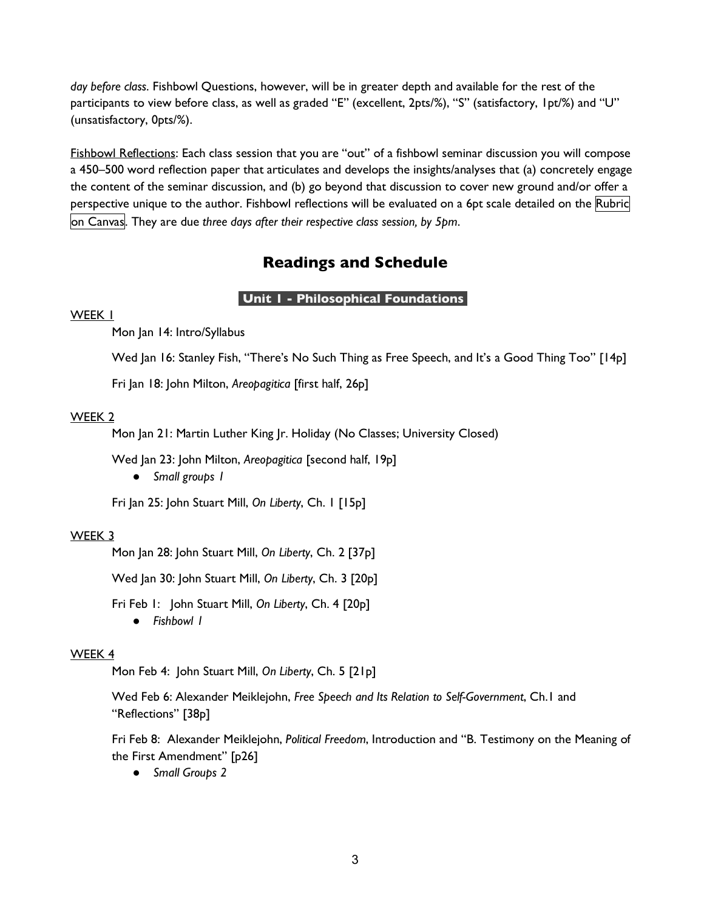*day before class*. Fishbowl Questions, however, will be in greater depth and available for the rest of the participants to view before class, as well as graded "E" (excellent, 2pts/%), "S" (satisfactory, 1pt/%) and "U" (unsatisfactory, 0pts/%).

Fishbowl Reflections: Each class session that you are "out" of a fishbowl seminar discussion you will compose a 450–500 word reflection paper that articulates and develops the insights/analyses that (a) concretely engage the content of the seminar discussion, and (b) go beyond that discussion to cover new ground and/or offer a perspective unique to the author. Fishbowl reflections will be evaluated on a 6pt scale detailed on the Rubric on Canvas. They are due *three days after their respective class session, by 5pm*.

## Readings and Schedule

### Unit 1 - Philosophical Foundations

WEEK 1

Mon Jan 14: Intro/Syllabus

Wed Jan 16: Stanley Fish, "There's No Such Thing as Free Speech, and It's a Good Thing Too" [14p]

Fri Jan 18: John Milton, *Areopagitica* [first half, 26p]

WEEK 2

Mon Jan 21: Martin Luther King Jr. Holiday (No Classes; University Closed)

Wed Jan 23: John Milton, *Areopagitica* [second half, 19p]

- *Small groups 1*

Fri Jan 25: John Stuart Mill, *On Liberty*, Ch. 1 [15p]

WEEK 3

Mon Jan 28: John Stuart Mill, *On Liberty*, Ch. 2 [37p]

Wed Jan 30: John Stuart Mill, *On Liberty*, Ch. 3 [20p]

Fri Feb 1: John Stuart Mill, *On Liberty*, Ch. 4 [20p]

- *Fishbowl 1*

WEEK 4

Mon Feb 4: John Stuart Mill, *On Liberty*, Ch. 5 [21p]

Wed Feb 6: Alexander Meiklejohn, *Free Speech and Its Relation to Self-Government*, Ch.1 and "Reflections" [38p]

Fri Feb 8: Alexander Meiklejohn, *Political Freedom*, Introduction and "B. Testimony on the Meaning of the First Amendment" [p26]

- *Small Groups 2*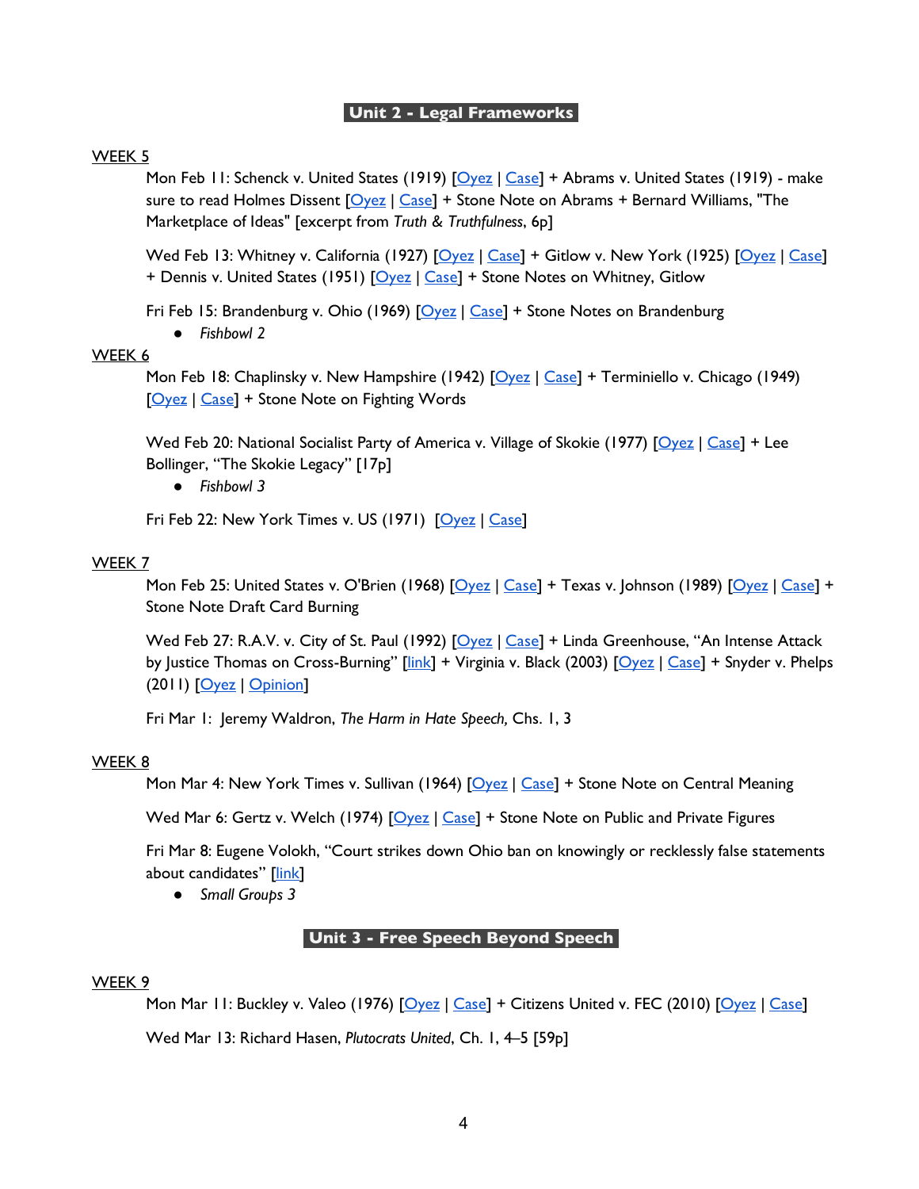## Unit 2 - Legal Frameworks

WEEK 5

Mon Feb 11: Schenck v. United States (1919) [Oyez | Case] + Abrams v. United States (1919) - make sure to read Holmes Dissent [Oyez | Case] + Stone Note on Abrams + Bernard Williams, "The Marketplace of Ideas" [excerpt from *Truth & Truthfulness*, 6p]

Wed Feb 13: Whitney v. California (1927) [Oyez | Case] + Gitlow v. New York (1925) [Oyez | Case] + Dennis v. United States (1951) [Oyez | Case] + Stone Notes on Whitney, Gitlow

Fri Feb 15: Brandenburg v. Ohio (1969) [Oyez | Case] + Stone Notes on Brandenburg

- *Fishbowl 2*

WEEK 6

Mon Feb 18: Chaplinsky v. New Hampshire (1942) [Oyez | Case] + Terminiello v. Chicago (1949) [Oyez | Case] + Stone Note on Fighting Words

Wed Feb 20: National Socialist Party of America v. Village of Skokie (1977) [Oyez | Case] + Lee Bollinger, "The Skokie Legacy" [17p]

- *Fishbowl 3*

Fri Feb 22: New York Times v. US (1971) [Oyez | Case]

WEEK 7

Mon Feb 25: United States v. O'Brien (1968) [Oyez | Case] + Texas v. Johnson (1989) [Oyez | Case] + Stone Note Draft Card Burning

Wed Feb 27: R.A.V. v. City of St. Paul (1992) [Oyez | Case] + Linda Greenhouse, "An Intense Attack by Justice Thomas on Cross-Burning" [link] + Virginia v. Black (2003) [Oyez | Case] + Snyder v. Phelps (2011) [Oyez | Opinion]

Fri Mar 1: Jeremy Waldron, *The Harm in Hate Speech,* Chs. 1, 3

WEEK 8

Mon Mar 4: New York Times v. Sullivan (1964) [Oyez | Case] + Stone Note on Central Meaning

Wed Mar 6: Gertz v. Welch (1974) [Oyez | Case] + Stone Note on Public and Private Figures

Fri Mar 8: Eugene Volokh, "Court strikes down Ohio ban on knowingly or recklessly false statements about candidates" [link]

- *Small Groups 3*

## Unit 3 - Free Speech Beyond Speech

WEEK 9

Mon Mar 11: Buckley v. Valeo (1976) [Oyez | Case] + Citizens United v. FEC (2010) [Oyez | Case]

Wed Mar 13: Richard Hasen, *Plutocrats United*, Ch. 1, 4–5 [59p]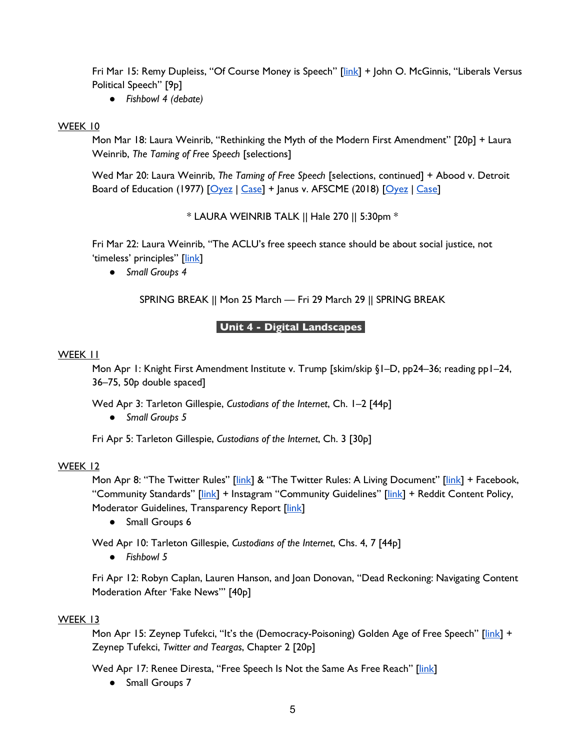Fri Mar 15: Remy Dupleiss, "Of Course Money is Speech" [link] + John O. McGinnis, "Liberals Versus Political Speech" [9p]

- *Fishbowl 4 (debate)*

WEEK 10

Mon Mar 18: Laura Weinrib, "Rethinking the Myth of the Modern First Amendment" [20p] + Laura Weinrib, *The Taming of Free Speech* [selections]

Wed Mar 20: Laura Weinrib, *The Taming of Free Speech* [selections, continued] + Abood v. Detroit Board of Education (1977) [Oyez | Case] + Janus v. AFSCME (2018) [Oyez | Case]

\* LAURA WEINRIB TALK || Hale 270 || 5:30pm \*

Fri Mar 22: Laura Weinrib, "The ACLU's free speech stance should be about social justice, not 'timeless' principles" [link]

- *Small Groups 4*

SPRING BREAK || Mon 25 March — Fri 29 March 29 || SPRING BREAK

**Unit 4 - Digital Landscapes**

WEEK 11

Mon Apr 1: Knight First Amendment Institute v. Trump [skim/skip §1–D, pp24–36; reading pp1–24, 36–75, 50p double spaced]

Wed Apr 3: Tarleton Gillespie, *Custodians of the Internet*, Ch. 1–2 [44p]

- *Small Groups 5*

Fri Apr 5: Tarleton Gillespie, *Custodians of the Internet*, Ch. 3 [30p]

WEEK 12

Mon Apr 8: "The Twitter Rules" [link] & "The Twitter Rules: A Living Document" [link] + Facebook, "Community Standards" [link] + Instagram "Community Guidelines" [link] + Reddit Content Policy, Moderator Guidelines, Transparency Report [link]

- Small Groups 6

Wed Apr 10: Tarleton Gillespie, *Custodians of the Internet*, Chs. 4, 7 [44p]

- *Fishbowl 5*

Fri Apr 12: Robyn Caplan, Lauren Hanson, and Joan Donovan, "Dead Reckoning: Navigating Content Moderation After 'Fake News'" [40p]

WEEK 13

Mon Apr 15: Zeynep Tufekci, "It's the (Democracy-Poisoning) Golden Age of Free Speech" [link] + Zeynep Tufekci, *Twitter and Teargas*, Chapter 2 [20p]

Wed Apr 17: Renee Diresta, "Free Speech Is Not the Same As Free Reach" [link]

- Small Groups 7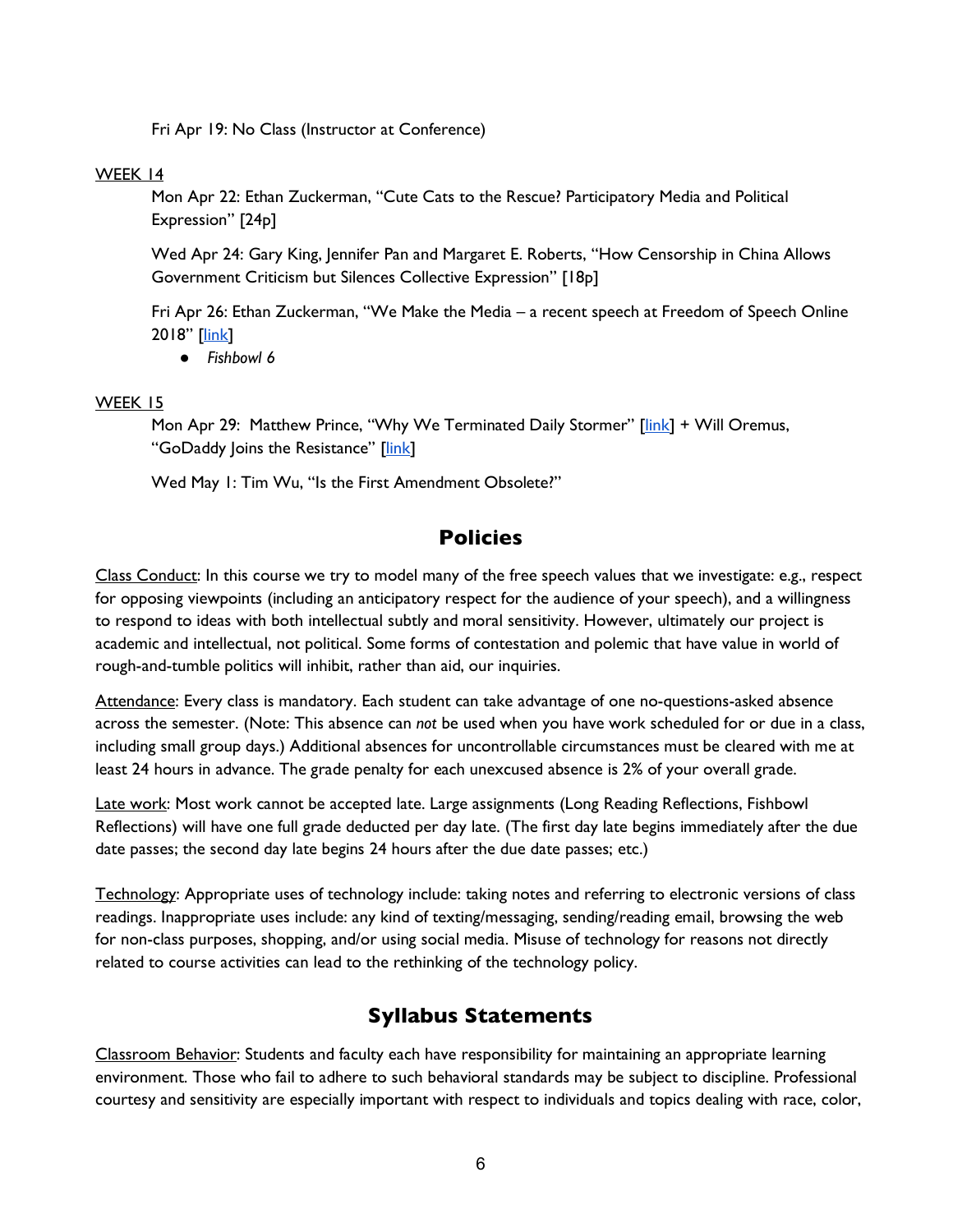Fri Apr 19: No Class (Instructor at Conference)

WEEK 14

Mon Apr 22: Ethan Zuckerman, "Cute Cats to the Rescue? Participatory Media and Political Expression" [24p]

Wed Apr 24: Gary King, Jennifer Pan and Margaret E. Roberts, "How Censorship in China Allows Government Criticism but Silences Collective Expression" [18p]

Fri Apr 26: Ethan Zuckerman, "We Make the Media – a recent speech at Freedom of Speech Online 2018" [link]

- *Fishbowl 6*

WEEK 15

Mon Apr 29: Matthew Prince, "Why We Terminated Daily Stormer" [link] + Will Oremus, "GoDaddy Joins the Resistance" [link]

Wed May 1: Tim Wu, "Is the First Amendment Obsolete?"

## Policies

Class Conduct: In this course we try to model many of the free speech values that we investigate: e.g., respect for opposing viewpoints (including an anticipatory respect for the audience of your speech), and a willingness to respond to ideas with both intellectual subtly and moral sensitivity. However, ultimately our project is academic and intellectual, not political. Some forms of contestation and polemic that have value in world of rough-and-tumble politics will inhibit, rather than aid, our inquiries.

Attendance: Every class is mandatory. Each student can take advantage of one no-questions-asked absence across the semester. (Note: This absence can *not* be used when you have work scheduled for or due in a class, including small group days.) Additional absences for uncontrollable circumstances must be cleared with me at least 24 hours in advance. The grade penalty for each unexcused absence is 2% of your overall grade.

Late work: Most work cannot be accepted late. Large assignments (Long Reading Reflections, Fishbowl Reflections) will have one full grade deducted per day late. (The first day late begins immediately after the due date passes; the second day late begins 24 hours after the due date passes; etc.)

Technology: Appropriate uses of technology include: taking notes and referring to electronic versions of class readings. Inappropriate uses include: any kind of texting/messaging, sending/reading email, browsing the web for non-class purposes, shopping, and/or using social media. Misuse of technology for reasons not directly related to course activities can lead to the rethinking of the technology policy.

## Syllabus Statements

Classroom Behavior: Students and faculty each have responsibility for maintaining an appropriate learning environment. Those who fail to adhere to such behavioral standards may be subject to discipline. Professional courtesy and sensitivity are especially important with respect to individuals and topics dealing with race, color,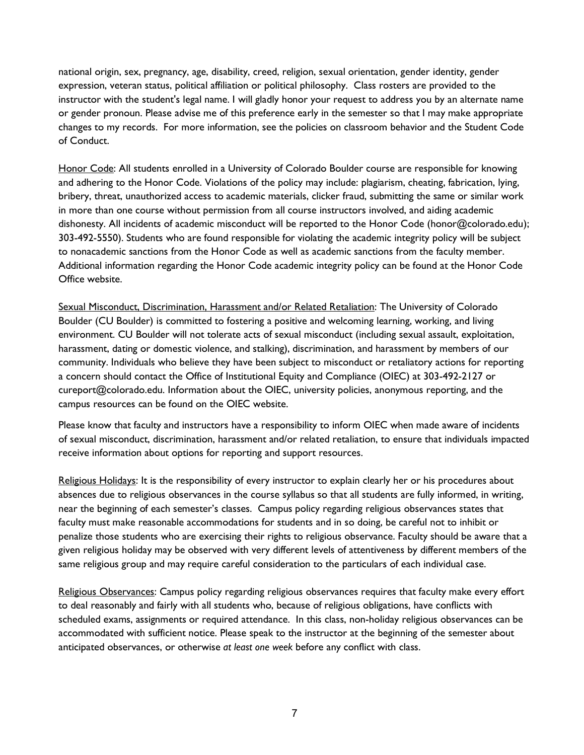national origin, sex, pregnancy, age, disability, creed, religion, sexual orientation, gender identity, gender expression, veteran status, political affiliation or political philosophy. Class rosters are provided to the instructor with the student's legal name. I will gladly honor your request to address you by an alternate name or gender pronoun. Please advise me of this preference early in the semester so that I may make appropriate changes to my records. For more information, see the policies on classroom behavior and the Student Code of Conduct.

<u>Honor Code</u>: All students enrolled in a University of Colorado Boulder course are responsible for knowing and adhering to the Honor Code. Violations of the policy may include: plagiarism, cheating, fabrication, lying, bribery, threat, unauthorized access to academic materials, clicker fraud, submitting the same or similar work in more than one course without permission from all course instructors involved, and aiding academic dishonesty. All incidents of academic misconduct will be reported to the Honor Code (honor@colorado.edu); 303-492-5550). Students who are found responsible for violating the academic integrity policy will be subject to nonacademic sanctions from the Honor Code as well as academic sanctions from the faculty member. Additional information regarding the Honor Code academic integrity policy can be found at the Honor Code Office website.

<u>Sexual Misconduct, Discrimination, Harassment and/or Related Retaliation</u>: The University of Colorado Boulder (CU Boulder) is committed to fostering a positive and welcoming learning, working, and living environment. CU Boulder will not tolerate acts of sexual misconduct (including sexual assault, exploitation, harassment, dating or domestic violence, and stalking), discrimination, and harassment by members of our community. Individuals who believe they have been subject to misconduct or retaliatory actions for reporting a concern should contact the Office of Institutional Equity and Compliance (OIEC) at 303-492-2127 or cureport@colorado.edu. Information about the OIEC, university policies, anonymous reporting, and the campus resources can be found on the OIEC website.

Please know that faculty and instructors have a responsibility to inform OIEC when made aware of incidents of sexual misconduct, discrimination, harassment and/or related retaliation, to ensure that individuals impacted receive information about options for reporting and support resources.

<u>Religious Holidays</u>: It is the responsibility of every instructor to explain clearly her or his procedures about absences due to religious observances in the course syllabus so that all students are fully informed, in writing, near the beginning of each semester's classes. Campus policy regarding religious observances states that faculty must make reasonable accommodations for students and in so doing, be careful not to inhibit or penalize those students who are exercising their rights to religious observance. Faculty should be aware that a given religious holiday may be observed with very different levels of attentiveness by different members of the same religious group and may require careful consideration to the particulars of each individual case.

<u>Religious Observances</u>: Campus policy regarding religious observances requires that faculty make every effort to deal reasonably and fairly with all students who, because of religious obligations, have conflicts with scheduled exams, assignments or required attendance. In this class, non-holiday religious observances can be accommodated with sufficient notice. Please speak to the instructor at the beginning of the semester about anticipated observances, or otherwise *at least one week* before any conflict with class.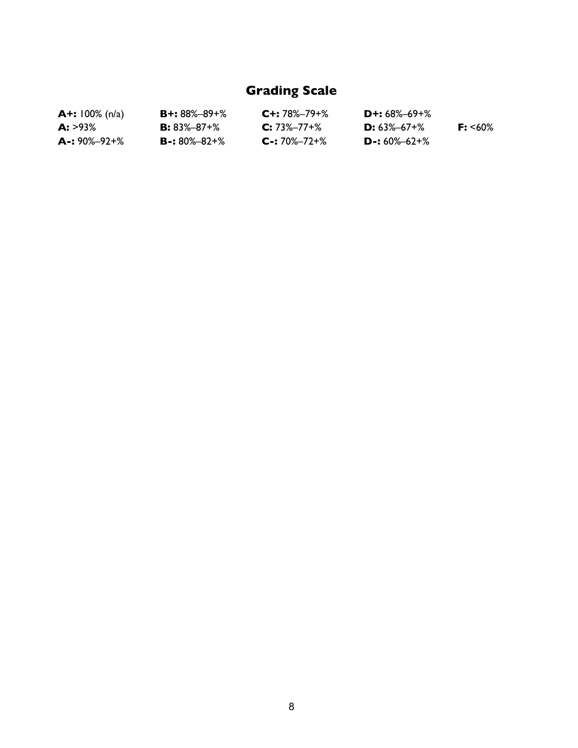## Grading Scale

| | | | | |
|---|---|---|---|---|
| **A+:** 100% (n/a) | **B+:** 88%–89+% | **C+:** 78%–79+% | **D+:** 68%–69+% | |
| **A:** >93% | **B:** 83%–87+% | **C:** 73%–77+% | **D:** 63%–67+% | **F:** <60% |
| **A-:** 90%–92+% | **B-:** 80%–82+% | **C-:** 70%–72+% | **D-:** 60%–62+% | |